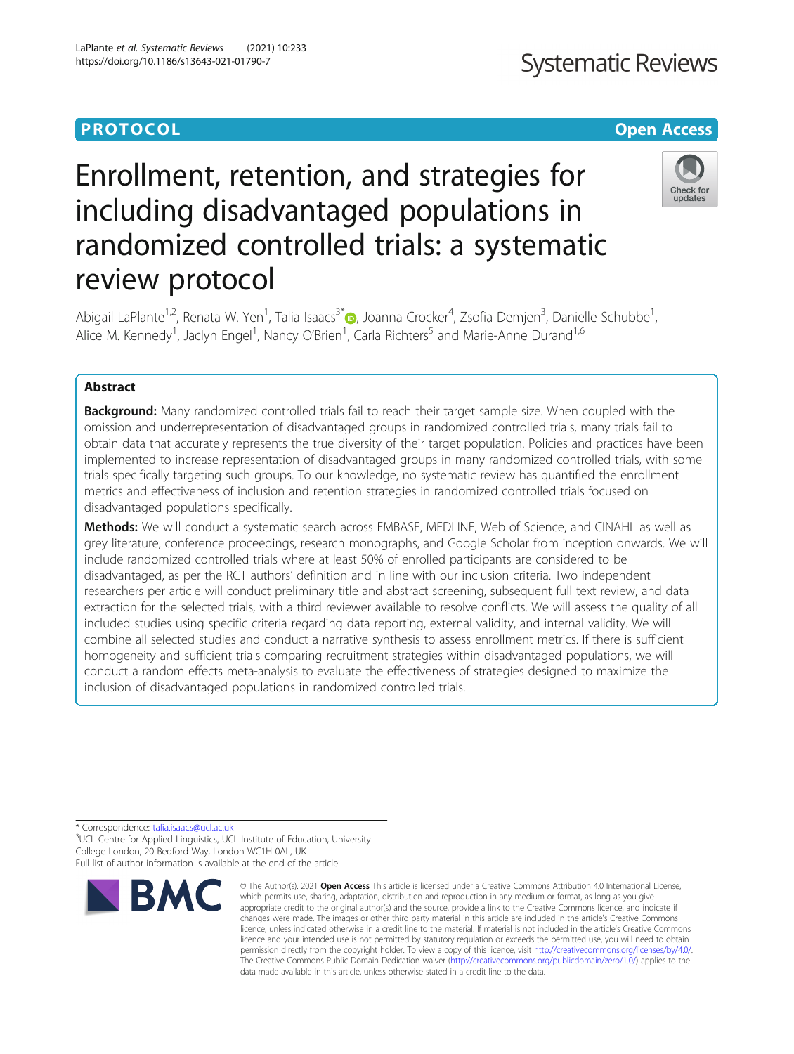PROTOCOL

Open Access

# Enrollment, retention, and strategies for including disadvantaged populations in randomized controlled trials: a systematic review protocol

Abigail LaPlante[1,2], Renata W. Yen[1], Talia Isaacs[3*], Joanna Crocker[4], Zsofia Demjen[3], Danielle Schubbe[1], Alice M. Kennedy[1], Jaclyn Engel[1], Nancy O'Brien[1], Carla Richters[5] and Marie-Anne Durand[1,6]

## Abstract

**Background:** Many randomized controlled trials fail to reach their target sample size. When coupled with the omission and underrepresentation of disadvantaged groups in randomized controlled trials, many trials fail to obtain data that accurately represents the true diversity of their target population. Policies and practices have been implemented to increase representation of disadvantaged groups in many randomized controlled trials, with some trials specifically targeting such groups. To our knowledge, no systematic review has quantified the enrollment metrics and effectiveness of inclusion and retention strategies in randomized controlled trials focused on disadvantaged populations specifically.

**Methods:** We will conduct a systematic search across EMBASE, MEDLINE, Web of Science, and CINAHL as well as grey literature, conference proceedings, research monographs, and Google Scholar from inception onwards. We will include randomized controlled trials where at least 50% of enrolled participants are considered to be disadvantaged, as per the RCT authors' definition and in line with our inclusion criteria. Two independent researchers per article will conduct preliminary title and abstract screening, subsequent full text review, and data extraction for the selected trials, with a third reviewer available to resolve conflicts. We will assess the quality of all included studies using specific criteria regarding data reporting, external validity, and internal validity. We will combine all selected studies and conduct a narrative synthesis to assess enrollment metrics. If there is sufficient homogeneity and sufficient trials comparing recruitment strategies within disadvantaged populations, we will conduct a random effects meta-analysis to evaluate the effectiveness of strategies designed to maximize the inclusion of disadvantaged populations in randomized controlled trials.

* Correspondence: talia.isaacs@ucl.ac.uk
[3]UCL Centre for Applied Linguistics, UCL Institute of Education, University College London, 20 Bedford Way, London WC1H 0AL, UK
Full list of author information is available at the end of the article

© The Author(s). 2021 **Open Access** This article is licensed under a Creative Commons Attribution 4.0 International License, which permits use, sharing, adaptation, distribution and reproduction in any medium or format, as long as you give appropriate credit to the original author(s) and the source, provide a link to the Creative Commons licence, and indicate if changes were made. The images or other third party material in this article are included in the article's Creative Commons licence, unless indicated otherwise in a credit line to the material. If material is not included in the article's Creative Commons licence and your intended use is not permitted by statutory regulation or exceeds the permitted use, you will need to obtain permission directly from the copyright holder. To view a copy of this licence, visit http://creativecommons.org/licenses/by/4.0/. The Creative Commons Public Domain Dedication waiver (http://creativecommons.org/publicdomain/zero/1.0/) applies to the data made available in this article, unless otherwise stated in a credit line to the data.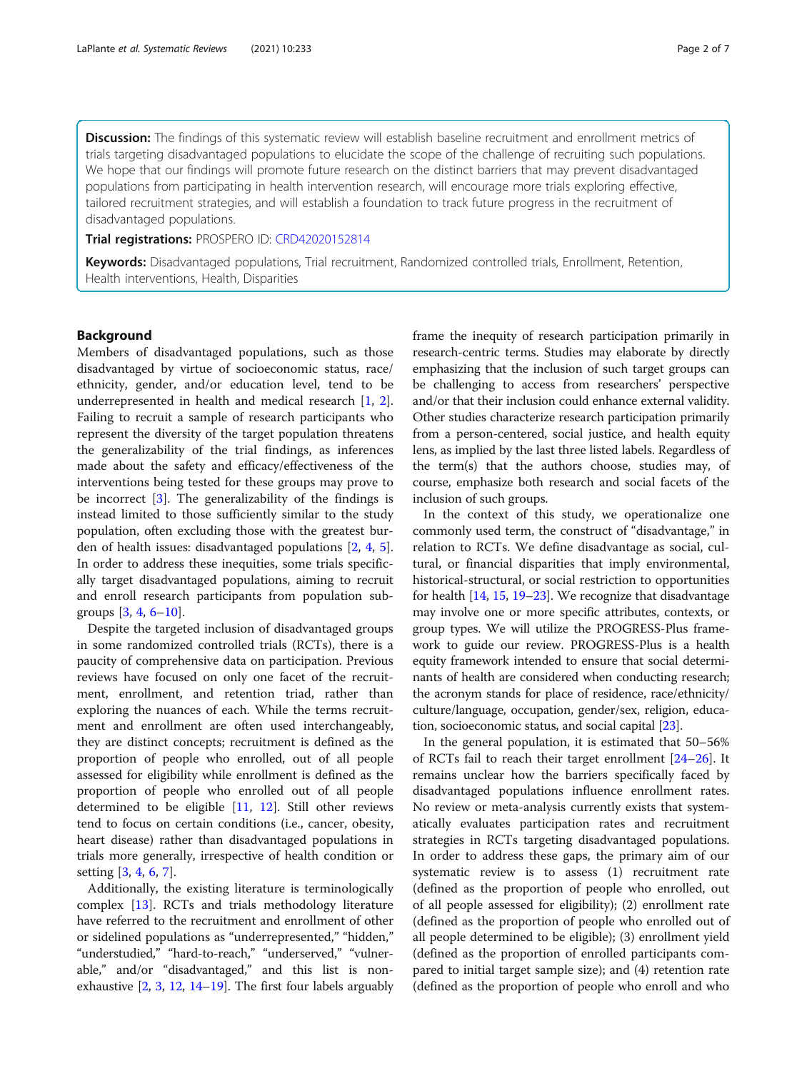**Discussion:** The findings of this systematic review will establish baseline recruitment and enrollment metrics of trials targeting disadvantaged populations to elucidate the scope of the challenge of recruiting such populations. We hope that our findings will promote future research on the distinct barriers that may prevent disadvantaged populations from participating in health intervention research, will encourage more trials exploring effective, tailored recruitment strategies, and will establish a foundation to track future progress in the recruitment of disadvantaged populations.

**Trial registrations:** PROSPERO ID: CRD42020152814

**Keywords:** Disadvantaged populations, Trial recruitment, Randomized controlled trials, Enrollment, Retention, Health interventions, Health, Disparities

## Background

Members of disadvantaged populations, such as those disadvantaged by virtue of socioeconomic status, race/ethnicity, gender, and/or education level, tend to be underrepresented in health and medical research [1, 2]. Failing to recruit a sample of research participants who represent the diversity of the target population threatens the generalizability of the trial findings, as inferences made about the safety and efficacy/effectiveness of the interventions being tested for these groups may prove to be incorrect [3]. The generalizability of the findings is instead limited to those sufficiently similar to the study population, often excluding those with the greatest burden of health issues: disadvantaged populations [2, 4, 5]. In order to address these inequities, some trials specifically target disadvantaged populations, aiming to recruit and enroll research participants from population subgroups [3, 4, 6–10].

Despite the targeted inclusion of disadvantaged groups in some randomized controlled trials (RCTs), there is a paucity of comprehensive data on participation. Previous reviews have focused on only one facet of the recruitment, enrollment, and retention triad, rather than exploring the nuances of each. While the terms recruitment and enrollment are often used interchangeably, they are distinct concepts; recruitment is defined as the proportion of people who enrolled, out of all people assessed for eligibility while enrollment is defined as the proportion of people who enrolled out of all people determined to be eligible [11, 12]. Still other reviews tend to focus on certain conditions (i.e., cancer, obesity, heart disease) rather than disadvantaged populations in trials more generally, irrespective of health condition or setting [3, 4, 6, 7].

Additionally, the existing literature is terminologically complex [13]. RCTs and trials methodology literature have referred to the recruitment and enrollment of other or sidelined populations as "underrepresented," "hidden," "understudied," "hard-to-reach," "underserved," "vulnerable," and/or "disadvantaged," and this list is non-exhaustive [2, 3, 12, 14–19]. The first four labels arguably frame the inequity of research participation primarily in research-centric terms. Studies may elaborate by directly emphasizing that the inclusion of such target groups can be challenging to access from researchers' perspective and/or that their inclusion could enhance external validity. Other studies characterize research participation primarily from a person-centered, social justice, and health equity lens, as implied by the last three listed labels. Regardless of the term(s) that the authors choose, studies may, of course, emphasize both research and social facets of the inclusion of such groups.

In the context of this study, we operationalize one commonly used term, the construct of "disadvantage," in relation to RCTs. We define disadvantage as social, cultural, or financial disparities that imply environmental, historical-structural, or social restriction to opportunities for health [14, 15, 19–23]. We recognize that disadvantage may involve one or more specific attributes, contexts, or group types. We will utilize the PROGRESS-Plus framework to guide our review. PROGRESS-Plus is a health equity framework intended to ensure that social determinants of health are considered when conducting research; the acronym stands for place of residence, race/ethnicity/culture/language, occupation, gender/sex, religion, education, socioeconomic status, and social capital [23].

In the general population, it is estimated that 50–56% of RCTs fail to reach their target enrollment [24–26]. It remains unclear how the barriers specifically faced by disadvantaged populations influence enrollment rates. No review or meta-analysis currently exists that systematically evaluates participation rates and recruitment strategies in RCTs targeting disadvantaged populations. In order to address these gaps, the primary aim of our systematic review is to assess (1) recruitment rate (defined as the proportion of people who enrolled, out of all people assessed for eligibility); (2) enrollment rate (defined as the proportion of people who enrolled out of all people determined to be eligible); (3) enrollment yield (defined as the proportion of enrolled participants compared to initial target sample size); and (4) retention rate (defined as the proportion of people who enroll and who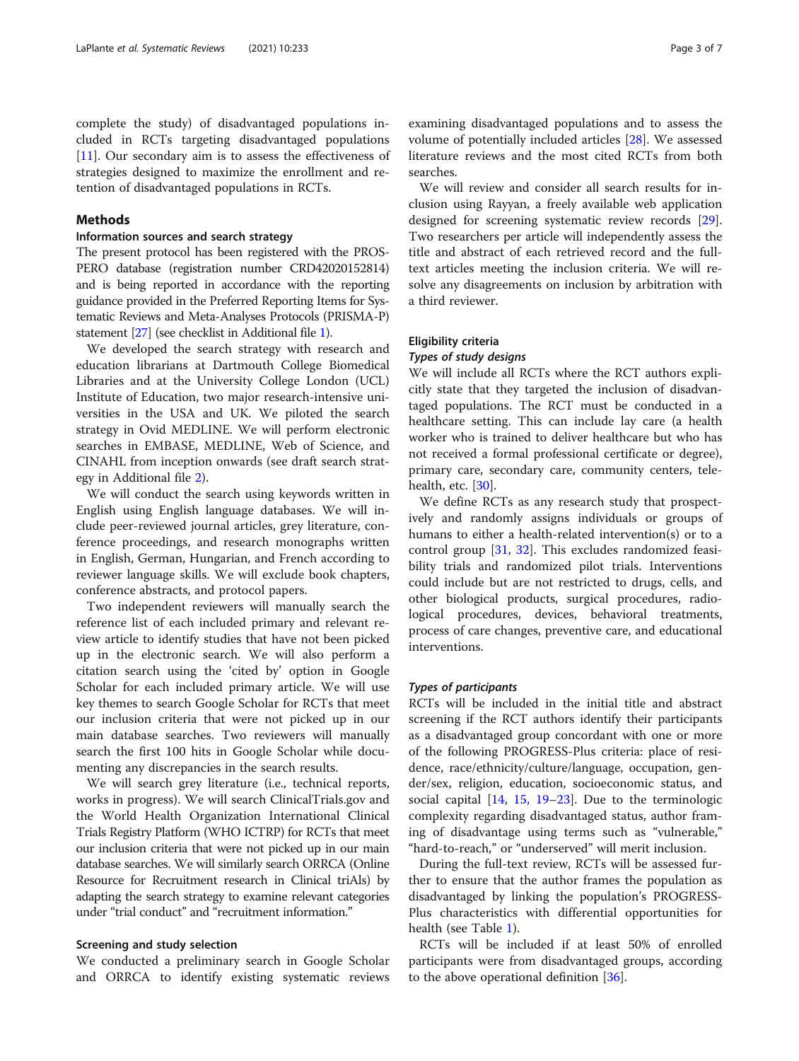complete the study) of disadvantaged populations included in RCTs targeting disadvantaged populations [11]. Our secondary aim is to assess the effectiveness of strategies designed to maximize the enrollment and retention of disadvantaged populations in RCTs.

## Methods

### Information sources and search strategy

The present protocol has been registered with the PROSPERO database (registration number CRD42020152814) and is being reported in accordance with the reporting guidance provided in the Preferred Reporting Items for Systematic Reviews and Meta-Analyses Protocols (PRISMA-P) statement [27] (see checklist in Additional file 1).

We developed the search strategy with research and education librarians at Dartmouth College Biomedical Libraries and at the University College London (UCL) Institute of Education, two major research-intensive universities in the USA and UK. We piloted the search strategy in Ovid MEDLINE. We will perform electronic searches in EMBASE, MEDLINE, Web of Science, and CINAHL from inception onwards (see draft search strategy in Additional file 2).

We will conduct the search using keywords written in English using English language databases. We will include peer-reviewed journal articles, grey literature, conference proceedings, and research monographs written in English, German, Hungarian, and French according to reviewer language skills. We will exclude book chapters, conference abstracts, and protocol papers.

Two independent reviewers will manually search the reference list of each included primary and relevant review article to identify studies that have not been picked up in the electronic search. We will also perform a citation search using the 'cited by' option in Google Scholar for each included primary article. We will use key themes to search Google Scholar for RCTs that meet our inclusion criteria that were not picked up in our main database searches. Two reviewers will manually search the first 100 hits in Google Scholar while documenting any discrepancies in the search results.

We will search grey literature (i.e., technical reports, works in progress). We will search ClinicalTrials.gov and the World Health Organization International Clinical Trials Registry Platform (WHO ICTRP) for RCTs that meet our inclusion criteria that were not picked up in our main database searches. We will similarly search ORRCA (Online Resource for Recruitment research in Clinical triAls) by adapting the search strategy to examine relevant categories under "trial conduct" and "recruitment information."

### Screening and study selection

We conducted a preliminary search in Google Scholar and ORRCA to identify existing systematic reviews examining disadvantaged populations and to assess the volume of potentially included articles [28]. We assessed literature reviews and the most cited RCTs from both searches.

We will review and consider all search results for inclusion using Rayyan, a freely available web application designed for screening systematic review records [29]. Two researchers per article will independently assess the title and abstract of each retrieved record and the full-text articles meeting the inclusion criteria. We will resolve any disagreements on inclusion by arbitration with a third reviewer.

### Eligibility criteria

#### *Types of study designs*

We will include all RCTs where the RCT authors explicitly state that they targeted the inclusion of disadvantaged populations. The RCT must be conducted in a healthcare setting. This can include lay care (a health worker who is trained to deliver healthcare but who has not received a formal professional certificate or degree), primary care, secondary care, community centers, telehealth, etc. [30].

We define RCTs as any research study that prospectively and randomly assigns individuals or groups of humans to either a health-related intervention(s) or to a control group [31, 32]. This excludes randomized feasibility trials and randomized pilot trials. Interventions could include but are not restricted to drugs, cells, and other biological products, surgical procedures, radiological procedures, devices, behavioral treatments, process of care changes, preventive care, and educational interventions.

#### *Types of participants*

RCTs will be included in the initial title and abstract screening if the RCT authors identify their participants as a disadvantaged group concordant with one or more of the following PROGRESS-Plus criteria: place of residence, race/ethnicity/culture/language, occupation, gender/sex, religion, education, socioeconomic status, and social capital [14, 15, 19–23]. Due to the terminologic complexity regarding disadvantaged status, author framing of disadvantage using terms such as "vulnerable," "hard-to-reach," or "underserved" will merit inclusion.

During the full-text review, RCTs will be assessed further to ensure that the author frames the population as disadvantaged by linking the population's PROGRESS-Plus characteristics with differential opportunities for health (see Table 1).

RCTs will be included if at least 50% of enrolled participants were from disadvantaged groups, according to the above operational definition [36].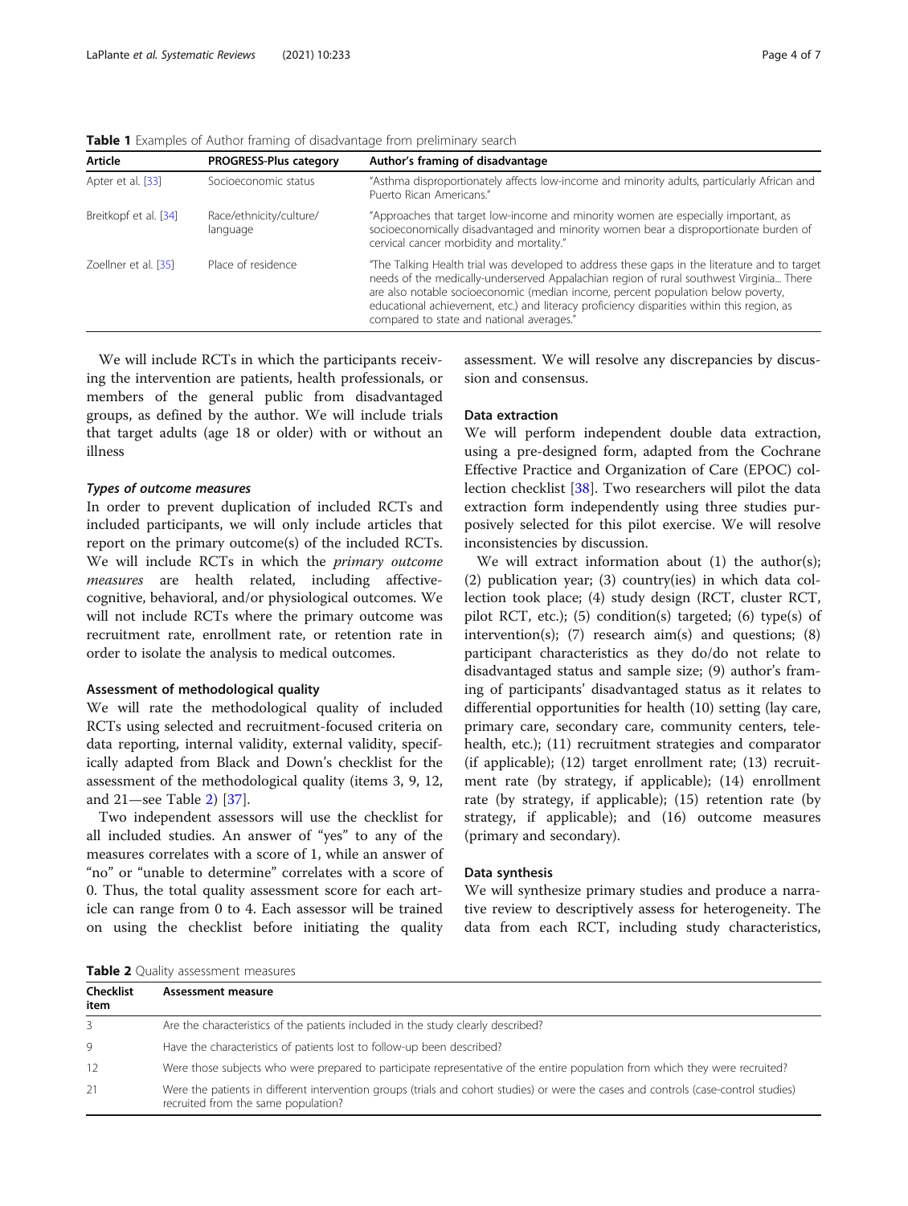**Table 1** Examples of Author framing of disadvantage from preliminary search

| Article | PROGRESS-Plus category | Author's framing of disadvantage |
|---|---|---|
| Apter et al. [33] | Socioeconomic status | "Asthma disproportionately affects low-income and minority adults, particularly African and Puerto Rican Americans." |
| Breitkopf et al. [34] | Race/ethnicity/culture/ language | "Approaches that target low-income and minority women are especially important, as socioeconomically disadvantaged and minority women bear a disproportionate burden of cervical cancer morbidity and mortality." |
| Zoellner et al. [35] | Place of residence | "The Talking Health trial was developed to address these gaps in the literature and to target needs of the medically-underserved Appalachian region of rural southwest Virginia... There are also notable socioeconomic (median income, percent population below poverty, educational achievement, etc.) and literacy proficiency disparities within this region, as compared to state and national averages." |

We will include RCTs in which the participants receiving the intervention are patients, health professionals, or members of the general public from disadvantaged groups, as defined by the author. We will include trials that target adults (age 18 or older) with or without an illness

#### *Types of outcome measures*

In order to prevent duplication of included RCTs and included participants, we will only include articles that report on the primary outcome(s) of the included RCTs. We will include RCTs in which the *primary outcome measures* are health related, including affective-cognitive, behavioral, and/or physiological outcomes. We will not include RCTs where the primary outcome was recruitment rate, enrollment rate, or retention rate in order to isolate the analysis to medical outcomes.

### Assessment of methodological quality

We will rate the methodological quality of included RCTs using selected and recruitment-focused criteria on data reporting, internal validity, external validity, specifically adapted from Black and Down's checklist for the assessment of the methodological quality (items 3, 9, 12, and 21—see Table 2) [37].

Two independent assessors will use the checklist for all included studies. An answer of "yes" to any of the measures correlates with a score of 1, while an answer of "no" or "unable to determine" correlates with a score of 0. Thus, the total quality assessment score for each article can range from 0 to 4. Each assessor will be trained on using the checklist before initiating the quality assessment. We will resolve any discrepancies by discussion and consensus.

### Data extraction

We will perform independent double data extraction, using a pre-designed form, adapted from the Cochrane Effective Practice and Organization of Care (EPOC) collection checklist [38]. Two researchers will pilot the data extraction form independently using three studies purposively selected for this pilot exercise. We will resolve inconsistencies by discussion.

We will extract information about (1) the author(s); (2) publication year; (3) country(ies) in which data collection took place; (4) study design (RCT, cluster RCT, pilot RCT, etc.); (5) condition(s) targeted; (6) type(s) of intervention(s); (7) research aim(s) and questions; (8) participant characteristics as they do/do not relate to disadvantaged status and sample size; (9) author's framing of participants' disadvantaged status as it relates to differential opportunities for health (10) setting (lay care, primary care, secondary care, community centers, telehealth, etc.); (11) recruitment strategies and comparator (if applicable); (12) target enrollment rate; (13) recruitment rate (by strategy, if applicable); (14) enrollment rate (by strategy, if applicable); (15) retention rate (by strategy, if applicable); and (16) outcome measures (primary and secondary).

### Data synthesis

We will synthesize primary studies and produce a narrative review to descriptively assess for heterogeneity. The data from each RCT, including study characteristics,

**Table 2** Quality assessment measures

| Checklist item | Assessment measure |
|---|---|
| 3 | Are the characteristics of the patients included in the study clearly described? |
| 9 | Have the characteristics of patients lost to follow-up been described? |
| 12 | Were those subjects who were prepared to participate representative of the entire population from which they were recruited? |
| 21 | Were the patients in different intervention groups (trials and cohort studies) or were the cases and controls (case-control studies) recruited from the same population? |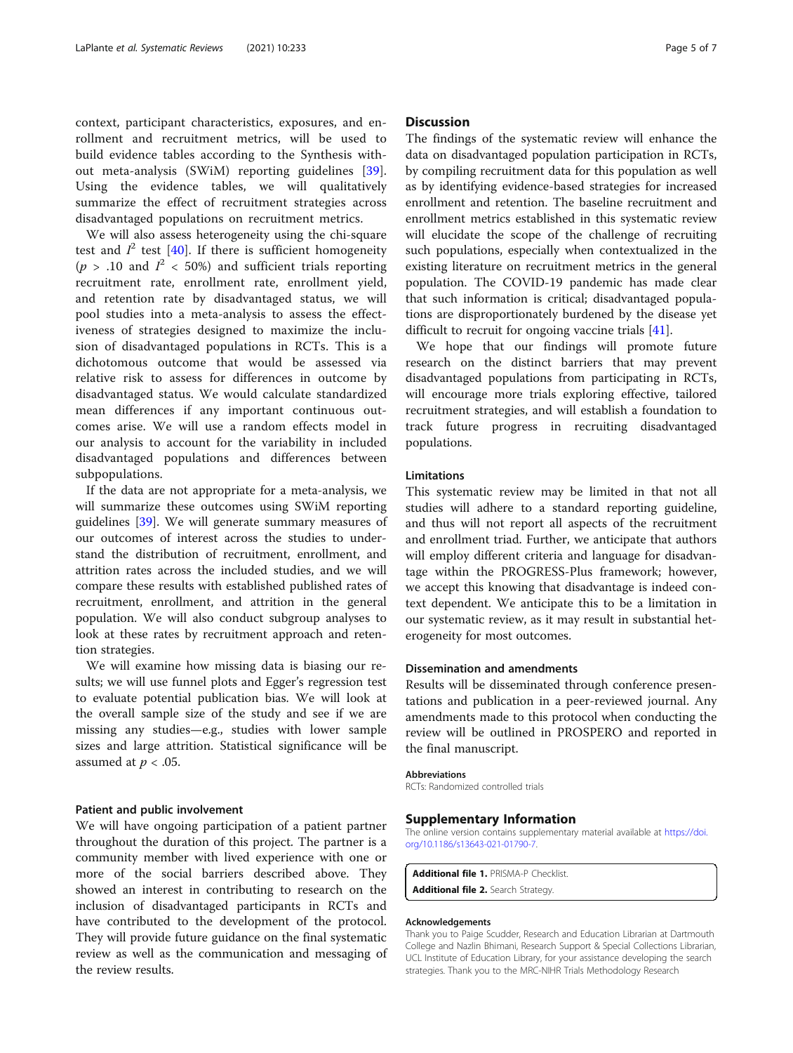context, participant characteristics, exposures, and enrollment and recruitment metrics, will be used to build evidence tables according to the Synthesis without meta-analysis (SWiM) reporting guidelines [39]. Using the evidence tables, we will qualitatively summarize the effect of recruitment strategies across disadvantaged populations on recruitment metrics.

We will also assess heterogeneity using the chi-square test and $I^2$ test [40]. If there is sufficient homogeneity ($p > .10$ and $I^2 < 50\%$) and sufficient trials reporting recruitment rate, enrollment rate, enrollment yield, and retention rate by disadvantaged status, we will pool studies into a meta-analysis to assess the effectiveness of strategies designed to maximize the inclusion of disadvantaged populations in RCTs. This is a dichotomous outcome that would be assessed via relative risk to assess for differences in outcome by disadvantaged status. We would calculate standardized mean differences if any important continuous outcomes arise. We will use a random effects model in our analysis to account for the variability in included disadvantaged populations and differences between subpopulations.

If the data are not appropriate for a meta-analysis, we will summarize these outcomes using SWiM reporting guidelines [39]. We will generate summary measures of our outcomes of interest across the studies to understand the distribution of recruitment, enrollment, and attrition rates across the included studies, and we will compare these results with established published rates of recruitment, enrollment, and attrition in the general population. We will also conduct subgroup analyses to look at these rates by recruitment approach and retention strategies.

We will examine how missing data is biasing our results; we will use funnel plots and Egger's regression test to evaluate potential publication bias. We will look at the overall sample size of the study and see if we are missing any studies—e.g., studies with lower sample sizes and large attrition. Statistical significance will be assumed at $p < .05$.

### Patient and public involvement

We will have ongoing participation of a patient partner throughout the duration of this project. The partner is a community member with lived experience with one or more of the social barriers described above. They showed an interest in contributing to research on the inclusion of disadvantaged participants in RCTs and have contributed to the development of the protocol. They will provide future guidance on the final systematic review as well as the communication and messaging of the review results.

## Discussion

The findings of the systematic review will enhance the data on disadvantaged population participation in RCTs, by compiling recruitment data for this population as well as by identifying evidence-based strategies for increased enrollment and retention. The baseline recruitment and enrollment metrics established in this systematic review will elucidate the scope of the challenge of recruiting such populations, especially when contextualized in the existing literature on recruitment metrics in the general population. The COVID-19 pandemic has made clear that such information is critical; disadvantaged populations are disproportionately burdened by the disease yet difficult to recruit for ongoing vaccine trials [41].

We hope that our findings will promote future research on the distinct barriers that may prevent disadvantaged populations from participating in RCTs, will encourage more trials exploring effective, tailored recruitment strategies, and will establish a foundation to track future progress in recruiting disadvantaged populations.

### Limitations

This systematic review may be limited in that not all studies will adhere to a standard reporting guideline, and thus will not report all aspects of the recruitment and enrollment triad. Further, we anticipate that authors will employ different criteria and language for disadvantage within the PROGRESS-Plus framework; however, we accept this knowing that disadvantage is indeed context dependent. We anticipate this to be a limitation in our systematic review, as it may result in substantial heterogeneity for most outcomes.

### Dissemination and amendments

Results will be disseminated through conference presentations and publication in a peer-reviewed journal. Any amendments made to this protocol when conducting the review will be outlined in PROSPERO and reported in the final manuscript.

#### Abbreviations

RCTs: Randomized controlled trials

## Supplementary Information

The online version contains supplementary material available at https://doi.org/10.1186/s13643-021-01790-7.

**Additional file 1.** PRISMA-P Checklist.
**Additional file 2.** Search Strategy.

#### Acknowledgements

Thank you to Paige Scudder, Research and Education Librarian at Dartmouth College and Nazlin Bhimani, Research Support & Special Collections Librarian, UCL Institute of Education Library, for your assistance developing the search strategies. Thank you to the MRC-NIHR Trials Methodology Research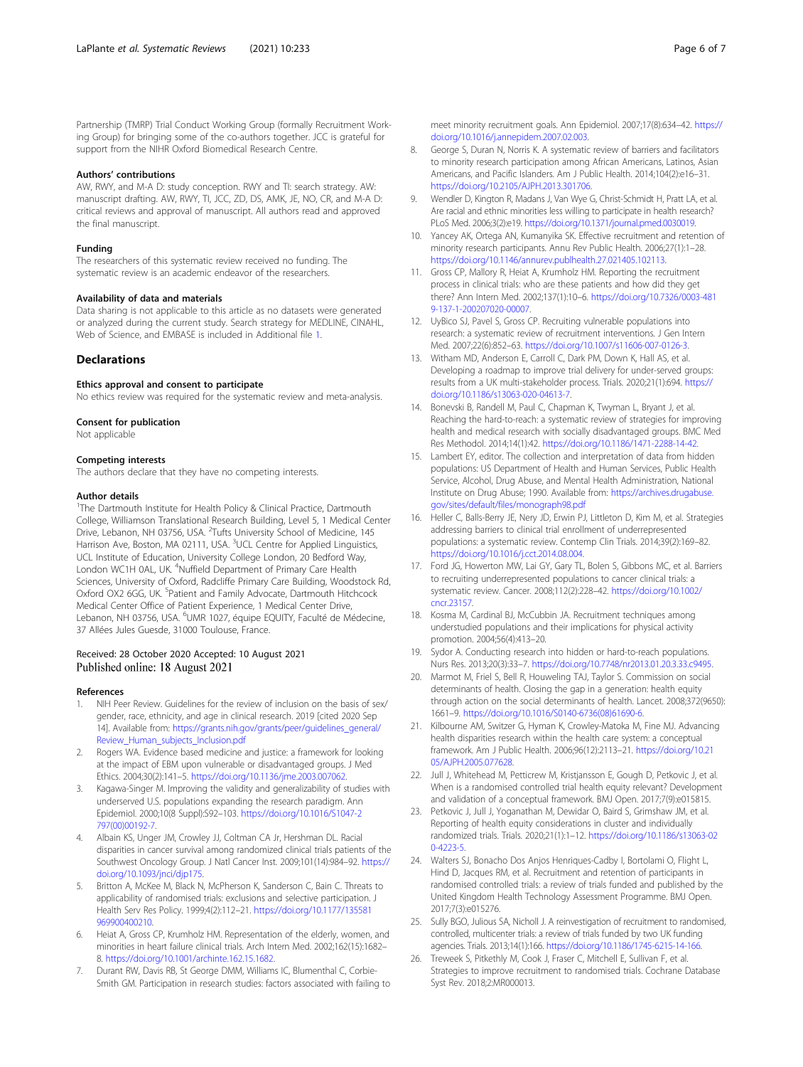Partnership (TMRP) Trial Conduct Working Group (formally Recruitment Working Group) for bringing some of the co-authors together. JCC is grateful for support from the NIHR Oxford Biomedical Research Centre.

### Authors' contributions

AW, RWY, and M-A D: study conception. RWY and TI: search strategy. AW: manuscript drafting. AW, RWY, TI, JCC, ZD, DS, AMK, JE, NO, CR, and M-A D: critical reviews and approval of manuscript. All authors read and approved the final manuscript.

### Funding

The researchers of this systematic review received no funding. The systematic review is an academic endeavor of the researchers.

### Availability of data and materials

Data sharing is not applicable to this article as no datasets were generated or analyzed during the current study. Search strategy for MEDLINE, CINAHL, Web of Science, and EMBASE is included in Additional file 1.

## Declarations

### Ethics approval and consent to participate

No ethics review was required for the systematic review and meta-analysis.

### Consent for publication

Not applicable

### Competing interests

The authors declare that they have no competing interests.

### Author details

[1]The Dartmouth Institute for Health Policy & Clinical Practice, Dartmouth College, Williamson Translational Research Building, Level 5, 1 Medical Center Drive, Lebanon, NH 03756, USA. [2]Tufts University School of Medicine, 145 Harrison Ave, Boston, MA 02111, USA. [3]UCL Centre for Applied Linguistics, UCL Institute of Education, University College London, 20 Bedford Way, London WC1H 0AL, UK. [4]Nuffield Department of Primary Care Health Sciences, University of Oxford, Radcliffe Primary Care Building, Woodstock Rd, Oxford OX2 6GG, UK. [5]Patient and Family Advocate, Dartmouth Hitchcock Medical Center Office of Patient Experience, 1 Medical Center Drive, Lebanon, NH 03756, USA. [6]UMR 1027, équipe EQUITY, Faculté de Médecine, 37 Allées Jules Guesde, 31000 Toulouse, France.

Received: 28 October 2020 Accepted: 10 August 2021
Published online: 18 August 2021

### References

1. NIH Peer Review. Guidelines for the review of inclusion on the basis of sex/gender, race, ethnicity, and age in clinical research. 2019 [cited 2020 Sep 14]. Available from: https://grants.nih.gov/grants/peer/guidelines_general/Review_Human_subjects_Inclusion.pdf
2. Rogers WA. Evidence based medicine and justice: a framework for looking at the impact of EBM upon vulnerable or disadvantaged groups. J Med Ethics. 2004;30(2):141–5. https://doi.org/10.1136/jme.2003.007062.
3. Kagawa-Singer M. Improving the validity and generalizability of studies with underserved U.S. populations expanding the research paradigm. Ann Epidemiol. 2000;10(8 Suppl):S92–103. https://doi.org/10.1016/S1047-2797(00)00192-7.
4. Albain KS, Unger JM, Crowley JJ, Coltman CA Jr, Hershman DL. Racial disparities in cancer survival among randomized clinical trials patients of the Southwest Oncology Group. J Natl Cancer Inst. 2009;101(14):984–92. https://doi.org/10.1093/jnci/djp175.
5. Britton A, McKee M, Black N, McPherson K, Sanderson C, Bain C. Threats to applicability of randomised trials: exclusions and selective participation. J Health Serv Res Policy. 1999;4(2):112–21. https://doi.org/10.1177/135581969900400210.
6. Heiat A, Gross CP, Krumholz HM. Representation of the elderly, women, and minorities in heart failure clinical trials. Arch Intern Med. 2002;162(15):1682–8. https://doi.org/10.1001/archinte.162.15.1682.
7. Durant RW, Davis RB, St George DMM, Williams IC, Blumenthal C, Corbie-Smith GM. Participation in research studies: factors associated with failing to meet minority recruitment goals. Ann Epidemiol. 2007;17(8):634–42. https://doi.org/10.1016/j.annepidem.2007.02.003.
8. George S, Duran N, Norris K. A systematic review of barriers and facilitators to minority research participation among African Americans, Latinos, Asian Americans, and Pacific Islanders. Am J Public Health. 2014;104(2):e16–31. https://doi.org/10.2105/AJPH.2013.301706.
9. Wendler D, Kington R, Madans J, Van Wye G, Christ-Schmidt H, Pratt LA, et al. Are racial and ethnic minorities less willing to participate in health research? PLoS Med. 2006;3(2):e19. https://doi.org/10.1371/journal.pmed.0030019.
10. Yancey AK, Ortega AN, Kumanyika SK. Effective recruitment and retention of minority research participants. Annu Rev Public Health. 2006;27(1):1–28. https://doi.org/10.1146/annurev.publhealth.27.021405.102113.
11. Gross CP, Mallory R, Heiat A, Krumholz HM. Reporting the recruitment process in clinical trials: who are these patients and how did they get there? Ann Intern Med. 2002;137(1):10–6. https://doi.org/10.7326/0003-4819-137-1-200207020-00007.
12. UyBico SJ, Pavel S, Gross CP. Recruiting vulnerable populations into research: a systematic review of recruitment interventions. J Gen Intern Med. 2007;22(6):852–63. https://doi.org/10.1007/s11606-007-0126-3.
13. Witham MD, Anderson E, Carroll C, Dark PM, Down K, Hall AS, et al. Developing a roadmap to improve trial delivery for under-served groups: results from a UK multi-stakeholder process. Trials. 2020;21(1):694. https://doi.org/10.1186/s13063-020-04613-7.
14. Bonevski B, Randell M, Paul C, Chapman K, Twyman L, Bryant J, et al. Reaching the hard-to-reach: a systematic review of strategies for improving health and medical research with socially disadvantaged groups. BMC Med Res Methodol. 2014;14(1):42. https://doi.org/10.1186/1471-2288-14-42.
15. Lambert EY, editor. The collection and interpretation of data from hidden populations: US Department of Health and Human Services, Public Health Service, Alcohol, Drug Abuse, and Mental Health Administration, National Institute on Drug Abuse; 1990. Available from: https://archives.drugabuse.gov/sites/default/files/monograph98.pdf
16. Heller C, Balls-Berry JE, Nery JD, Erwin PJ, Littleton D, Kim M, et al. Strategies addressing barriers to clinical trial enrollment of underrepresented populations: a systematic review. Contemp Clin Trials. 2014;39(2):169–82. https://doi.org/10.1016/j.cct.2014.08.004.
17. Ford JG, Howerton MW, Lai GY, Gary TL, Bolen S, Gibbons MC, et al. Barriers to recruiting underrepresented populations to cancer clinical trials: a systematic review. Cancer. 2008;112(2):228–42. https://doi.org/10.1002/cncr.23157.
18. Kosma M, Cardinal BJ, McCubbin JA. Recruitment techniques among understudied populations and their implications for physical activity promotion. 2004;56(4):413–20.
19. Sydor A. Conducting research into hidden or hard-to-reach populations. Nurs Res. 2013;20(3):33–7. https://doi.org/10.7748/nr2013.01.20.3.33.c9495.
20. Marmot M, Friel S, Bell R, Houweling TAJ, Taylor S. Commission on social determinants of health. Closing the gap in a generation: health equity through action on the social determinants of health. Lancet. 2008;372(9650):1661–9. https://doi.org/10.1016/S0140-6736(08)61690-6.
21. Kilbourne AM, Switzer G, Hyman K, Crowley-Matoka M, Fine MJ. Advancing health disparities research within the health care system: a conceptual framework. Am J Public Health. 2006;96(12):2113–21. https://doi.org/10.2105/AJPH.2005.077628.
22. Jull J, Whitehead M, Petticrew M, Kristjansson E, Gough D, Petkovic J, et al. When is a randomised controlled trial health equity relevant? Development and validation of a conceptual framework. BMJ Open. 2017;7(9):e015815.
23. Petkovic J, Jull J, Yoganathan M, Dewidar O, Baird S, Grimshaw JM, et al. Reporting of health equity considerations in cluster and individually randomized trials. Trials. 2020;21(1):1–12. https://doi.org/10.1186/s13063-020-4223-5.
24. Walters SJ, Bonacho Dos Anjos Henriques-Cadby I, Bortolami O, Flight L, Hind D, Jacques RM, et al. Recruitment and retention of participants in randomised controlled trials: a review of trials funded and published by the United Kingdom Health Technology Assessment Programme. BMJ Open. 2017;7(3):e015276.
25. Sully BGO, Julious SA, Nicholl J. A reinvestigation of recruitment to randomised, controlled, multicenter trials: a review of trials funded by two UK funding agencies. Trials. 2013;14(1):166. https://doi.org/10.1186/1745-6215-14-166.
26. Treweek S, Pitkethly M, Cook J, Fraser C, Mitchell E, Sullivan F, et al. Strategies to improve recruitment to randomised trials. Cochrane Database Syst Rev. 2018;2:MR000013.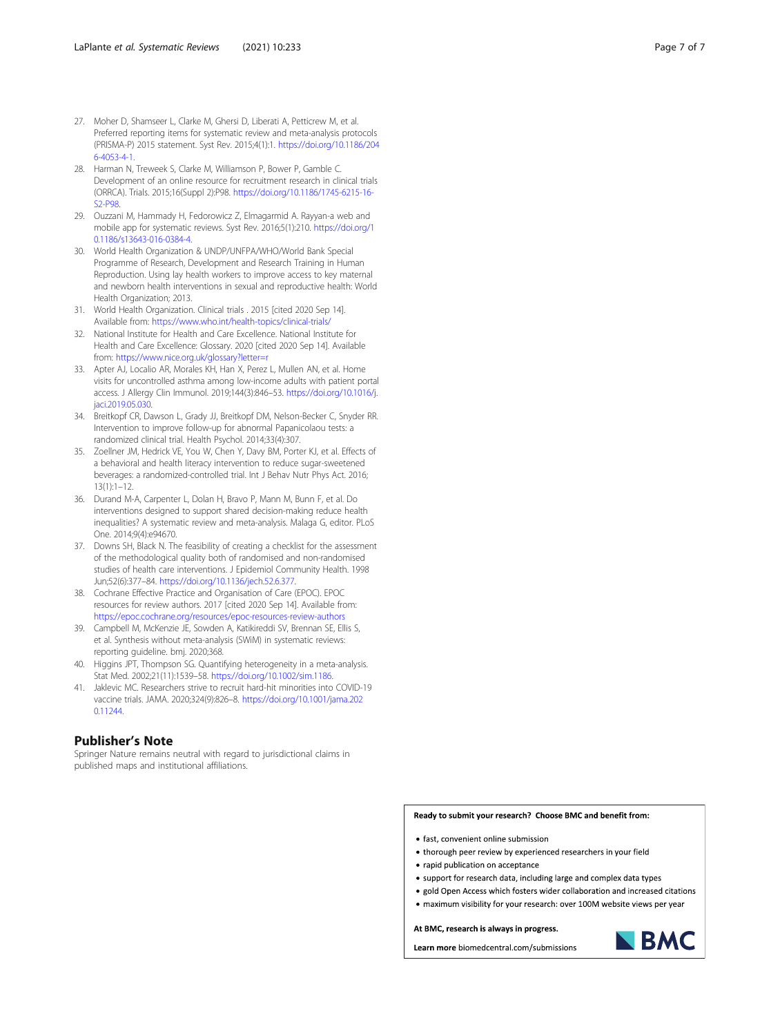27. Moher D, Shamseer L, Clarke M, Ghersi D, Liberati A, Petticrew M, et al. Preferred reporting items for systematic review and meta-analysis protocols (PRISMA-P) 2015 statement. Syst Rev. 2015;4(1):1. https://doi.org/10.1186/2046-4053-4-1.
28. Harman N, Treweek S, Clarke M, Williamson P, Bower P, Gamble C. Development of an online resource for recruitment research in clinical trials (ORRCA). Trials. 2015;16(Suppl 2):P98. https://doi.org/10.1186/1745-6215-16-S2-P98.
29. Ouzzani M, Hammady H, Fedorowicz Z, Elmagarmid A. Rayyan-a web and mobile app for systematic reviews. Syst Rev. 2016;5(1):210. https://doi.org/10.1186/s13643-016-0384-4.
30. World Health Organization & UNDP/UNFPA/WHO/World Bank Special Programme of Research, Development and Research Training in Human Reproduction. Using lay health workers to improve access to key maternal and newborn health interventions in sexual and reproductive health: World Health Organization; 2013.
31. World Health Organization. Clinical trials . 2015 [cited 2020 Sep 14]. Available from: https://www.who.int/health-topics/clinical-trials/
32. National Institute for Health and Care Excellence. National Institute for Health and Care Excellence: Glossary. 2020 [cited 2020 Sep 14]. Available from: https://www.nice.org.uk/glossary?letter=r
33. Apter AJ, Localio AR, Morales KH, Han X, Perez L, Mullen AN, et al. Home visits for uncontrolled asthma among low-income adults with patient portal access. J Allergy Clin Immunol. 2019;144(3):846–53. https://doi.org/10.1016/j.jaci.2019.05.030.
34. Breitkopf CR, Dawson L, Grady JJ, Breitkopf DM, Nelson-Becker C, Snyder RR. Intervention to improve follow-up for abnormal Papanicolaou tests: a randomized clinical trial. Health Psychol. 2014;33(4):307.
35. Zoellner JM, Hedrick VE, You W, Chen Y, Davy BM, Porter KJ, et al. Effects of a behavioral and health literacy intervention to reduce sugar-sweetened beverages: a randomized-controlled trial. Int J Behav Nutr Phys Act. 2016;13(1):1–12.
36. Durand M-A, Carpenter L, Dolan H, Bravo P, Mann M, Bunn F, et al. Do interventions designed to support shared decision-making reduce health inequalities? A systematic review and meta-analysis. Malaga G, editor. PLoS One. 2014;9(4):e94670.
37. Downs SH, Black N. The feasibility of creating a checklist for the assessment of the methodological quality both of randomised and non-randomised studies of health care interventions. J Epidemiol Community Health. 1998 Jun;52(6):377–84. https://doi.org/10.1136/jech.52.6.377.
38. Cochrane Effective Practice and Organisation of Care (EPOC). EPOC resources for review authors. 2017 [cited 2020 Sep 14]. Available from: https://epoc.cochrane.org/resources/epoc-resources-review-authors
39. Campbell M, McKenzie JE, Sowden A, Katikireddi SV, Brennan SE, Ellis S, et al. Synthesis without meta-analysis (SWiM) in systematic reviews: reporting guideline. bmj. 2020;368.
40. Higgins JPT, Thompson SG. Quantifying heterogeneity in a meta-analysis. Stat Med. 2002;21(11):1539–58. https://doi.org/10.1002/sim.1186.
41. Jaklevic MC. Researchers strive to recruit hard-hit minorities into COVID-19 vaccine trials. JAMA. 2020;324(9):826–8. https://doi.org/10.1001/jama.2020.11244.

## Publisher's Note

Springer Nature remains neutral with regard to jurisdictional claims in published maps and institutional affiliations.

**Ready to submit your research? Choose BMC and benefit from:**

- fast, convenient online submission
- thorough peer review by experienced researchers in your field
- rapid publication on acceptance
- support for research data, including large and complex data types
- gold Open Access which fosters wider collaboration and increased citations
- maximum visibility for your research: over 100M website views per year

**At BMC, research is always in progress.**

**Learn more** biomedcentral.com/submissions

BMC